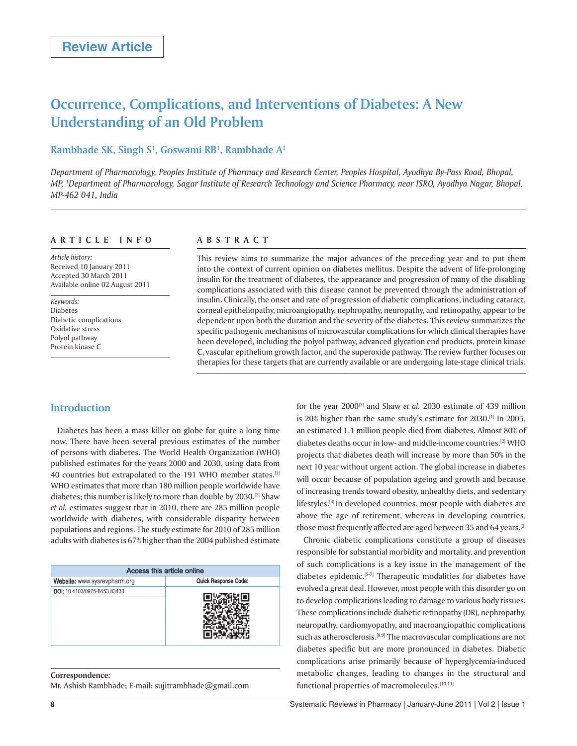Review Article

# Occurrence, Complications, and Interventions of Diabetes: A New Understanding of an Old Problem

**Rambhade SK, Singh S[1], Goswami RB[1], Rambhade A[1]**

*Department of Pharmacology, Peoples Institute of Pharmacy and Research Center, Peoples Hospital, Ayodhya By-Pass Road, Bhopal, MP, [1]Department of Pharmacology, Sagar Institute of Research Technology and Science Pharmacy, near ISRO, Ayodhya Nagar, Bhopal, MP-462 041, India*

## ARTICLE INFO

*Article history:*
Received 10 January 2011
Accepted 30 March 2011
Available online 02 August 2011

*Keywords:*
Diabetes
Diabetic complications
Oxidative stress
Polyol pathway
Protein kinase C

## ABSTRACT

This review aims to summarize the major advances of the preceding year and to put them into the context of current opinion on diabetes mellitus. Despite the advent of life-prolonging insulin for the treatment of diabetes, the appearance and progression of many of the disabling complications associated with this disease cannot be prevented through the administration of insulin. Clinically, the onset and rate of progression of diabetic complications, including cataract, corneal epitheliopathy, microangiopathy, nephropathy, neuropathy, and retinopathy, appear to be dependent upon both the duration and the severity of the diabetes. This review summarizes the specific pathogenic mechanisms of microvascular complications for which clinical therapies have been developed, including the polyol pathway, advanced glycation end products, protein kinase C, vascular epithelium growth factor, and the superoxide pathway. The review further focuses on therapies for these targets that are currently available or are undergoing late-stage clinical trials.

## Introduction

Diabetes has been a mass killer on globe for quite a long time now. There have been several previous estimates of the number of persons with diabetes. The World Health Organization (WHO) published estimates for the years 2000 and 2030, using data from 40 countries but extrapolated to the 191 WHO member states.[1] WHO estimates that more than 180 million people worldwide have diabetes; this number is likely to more than double by 2030.[2] Shaw *et al.* estimates suggest that in 2010, there are 285 million people worldwide with diabetes, with considerable disparity between populations and regions. The study estimate for 2010 of 285 million adults with diabetes is 67% higher than the 2004 published estimate for the year 2000[3] and Shaw *et al.* 2030 estimate of 439 million is 20% higher than the same study's estimate for 2030.[1] In 2005, an estimated 1.1 million people died from diabetes. Almost 80% of diabetes deaths occur in low- and middle-income countries.[2] WHO projects that diabetes death will increase by more than 50% in the next 10 year without urgent action. The global increase in diabetes will occur because of population ageing and growth and because of increasing trends toward obesity, unhealthy diets, and sedentary lifestyles.[4] In developed countries, most people with diabetes are above the age of retirement, whereas in developing countries, those most frequently affected are aged between 35 and 64 years.[2]

Chronic diabetic complications constitute a group of diseases responsible for substantial morbidity and mortality, and prevention of such complications is a key issue in the management of the diabetes epidemic.[5-7] Therapeutic modalities for diabetes have evolved a great deal. However, most people with this disorder go on to develop complications leading to damage to various body tissues. These complications include diabetic retinopathy (DR), nephropathy, neuropathy, cardiomyopathy, and macroangiopathic complications such as atherosclerosis.[8,9] The macrovascular complications are not diabetes specific but are more pronounced in diabetes. Diabetic complications arise primarily because of hyperglycemia-induced metabolic changes, leading to changes in the structural and functional properties of macromolecules.[10,11]

| Access this article online | |
|---|---|
| Website: www.sysrevpharm.org | Quick Response Code: |
| DOI: 10.4103/0975-8453.83433 | |

**Correspondence:**
Mr. Ashish Rambhade; E-mail: sujitrambhade@gmail.com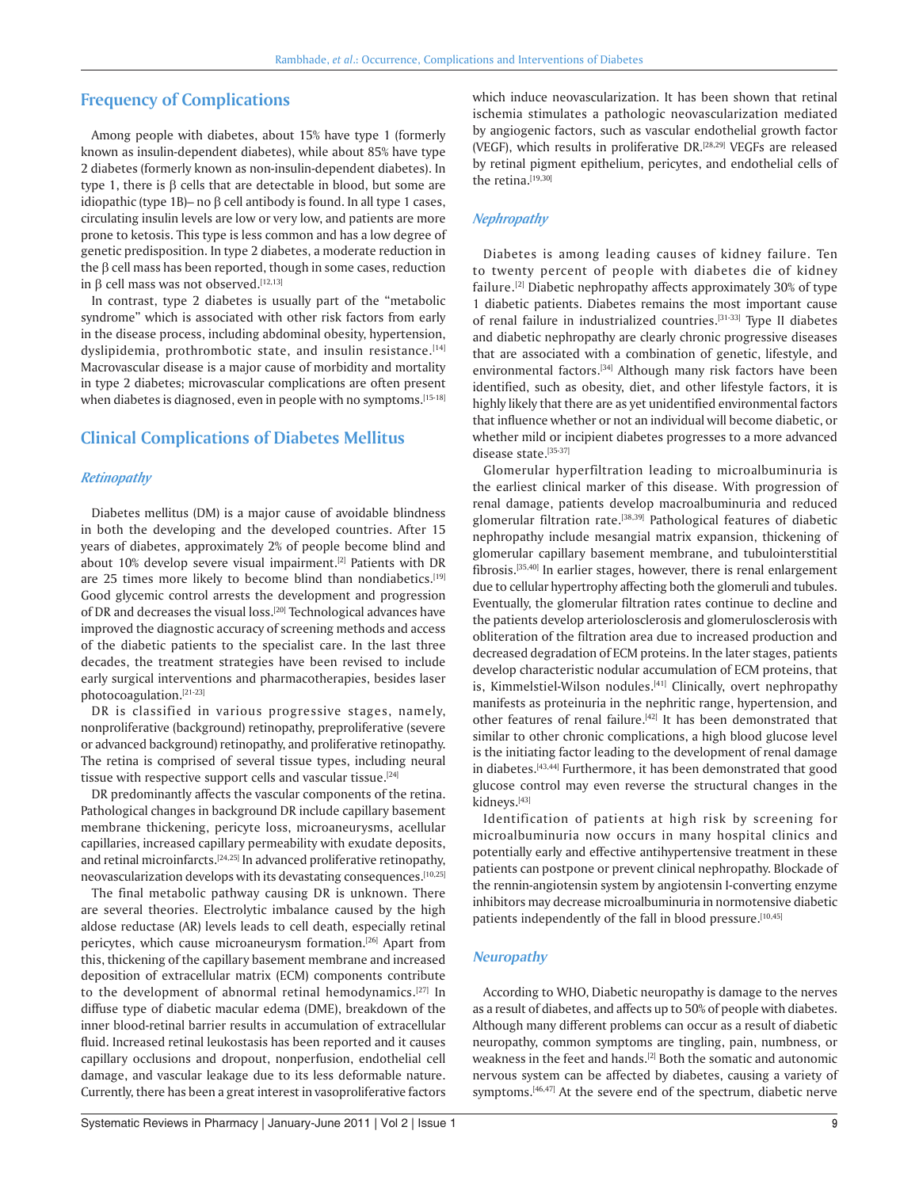## Frequency of Complications

Among people with diabetes, about 15% have type 1 (formerly known as insulin-dependent diabetes), while about 85% have type 2 diabetes (formerly known as non-insulin-dependent diabetes). In type 1, there is β cells that are detectable in blood, but some are idiopathic (type 1B)– no β cell antibody is found. In all type 1 cases, circulating insulin levels are low or very low, and patients are more prone to ketosis. This type is less common and has a low degree of genetic predisposition. In type 2 diabetes, a moderate reduction in the β cell mass has been reported, though in some cases, reduction in β cell mass was not observed.[12,13]

In contrast, type 2 diabetes is usually part of the "metabolic syndrome" which is associated with other risk factors from early in the disease process, including abdominal obesity, hypertension, dyslipidemia, prothrombotic state, and insulin resistance.[14] Macrovascular disease is a major cause of morbidity and mortality in type 2 diabetes; microvascular complications are often present when diabetes is diagnosed, even in people with no symptoms.[15-18]

## Clinical Complications of Diabetes Mellitus

### *Retinopathy*

Diabetes mellitus (DM) is a major cause of avoidable blindness in both the developing and the developed countries. After 15 years of diabetes, approximately 2% of people become blind and about 10% develop severe visual impairment.[2] Patients with DR are 25 times more likely to become blind than nondiabetics.[19] Good glycemic control arrests the development and progression of DR and decreases the visual loss.[20] Technological advances have improved the diagnostic accuracy of screening methods and access of the diabetic patients to the specialist care. In the last three decades, the treatment strategies have been revised to include early surgical interventions and pharmacotherapies, besides laser photocoagulation.[21-23]

DR is classified in various progressive stages, namely, nonproliferative (background) retinopathy, preproliferative (severe or advanced background) retinopathy, and proliferative retinopathy. The retina is comprised of several tissue types, including neural tissue with respective support cells and vascular tissue.[24]

DR predominantly affects the vascular components of the retina. Pathological changes in background DR include capillary basement membrane thickening, pericyte loss, microaneurysms, acellular capillaries, increased capillary permeability with exudate deposits, and retinal microinfarcts.[24,25] In advanced proliferative retinopathy, neovascularization develops with its devastating consequences.[10,25]

The final metabolic pathway causing DR is unknown. There are several theories. Electrolytic imbalance caused by the high aldose reductase (AR) levels leads to cell death, especially retinal pericytes, which cause microaneurysm formation.[26] Apart from this, thickening of the capillary basement membrane and increased deposition of extracellular matrix (ECM) components contribute to the development of abnormal retinal hemodynamics.[27] In diffuse type of diabetic macular edema (DME), breakdown of the inner blood-retinal barrier results in accumulation of extracellular fluid. Increased retinal leukostasis has been reported and it causes capillary occlusions and dropout, nonperfusion, endothelial cell damage, and vascular leakage due to its less deformable nature. Currently, there has been a great interest in vasoproliferative factors which induce neovascularization. It has been shown that retinal ischemia stimulates a pathologic neovascularization mediated by angiogenic factors, such as vascular endothelial growth factor (VEGF), which results in proliferative DR.[28,29] VEGFs are released by retinal pigment epithelium, pericytes, and endothelial cells of the retina.[19,30]

### *Nephropathy*

Diabetes is among leading causes of kidney failure. Ten to twenty percent of people with diabetes die of kidney failure.[2] Diabetic nephropathy affects approximately 30% of type 1 diabetic patients. Diabetes remains the most important cause of renal failure in industrialized countries.[31-33] Type II diabetes and diabetic nephropathy are clearly chronic progressive diseases that are associated with a combination of genetic, lifestyle, and environmental factors.[34] Although many risk factors have been identified, such as obesity, diet, and other lifestyle factors, it is highly likely that there are as yet unidentified environmental factors that influence whether or not an individual will become diabetic, or whether mild or incipient diabetes progresses to a more advanced disease state.[35-37]

Glomerular hyperfiltration leading to microalbuminuria is the earliest clinical marker of this disease. With progression of renal damage, patients develop macroalbuminuria and reduced glomerular filtration rate.[38,39] Pathological features of diabetic nephropathy include mesangial matrix expansion, thickening of glomerular capillary basement membrane, and tubulointerstitial fibrosis.[35,40] In earlier stages, however, there is renal enlargement due to cellular hypertrophy affecting both the glomeruli and tubules. Eventually, the glomerular filtration rates continue to decline and the patients develop arteriolosclerosis and glomerulosclerosis with obliteration of the filtration area due to increased production and decreased degradation of ECM proteins. In the later stages, patients develop characteristic nodular accumulation of ECM proteins, that is, Kimmelstiel-Wilson nodules.[41] Clinically, overt nephropathy manifests as proteinuria in the nephritic range, hypertension, and other features of renal failure.[42] It has been demonstrated that similar to other chronic complications, a high blood glucose level is the initiating factor leading to the development of renal damage in diabetes.[43,44] Furthermore, it has been demonstrated that good glucose control may even reverse the structural changes in the kidneys.[43]

Identification of patients at high risk by screening for microalbuminuria now occurs in many hospital clinics and potentially early and effective antihypertensive treatment in these patients can postpone or prevent clinical nephropathy. Blockade of the rennin-angiotensin system by angiotensin I-converting enzyme inhibitors may decrease microalbuminuria in normotensive diabetic patients independently of the fall in blood pressure.[10,45]

### *Neuropathy*

According to WHO, Diabetic neuropathy is damage to the nerves as a result of diabetes, and affects up to 50% of people with diabetes. Although many different problems can occur as a result of diabetic neuropathy, common symptoms are tingling, pain, numbness, or weakness in the feet and hands.[2] Both the somatic and autonomic nervous system can be affected by diabetes, causing a variety of symptoms.[46,47] At the severe end of the spectrum, diabetic nerve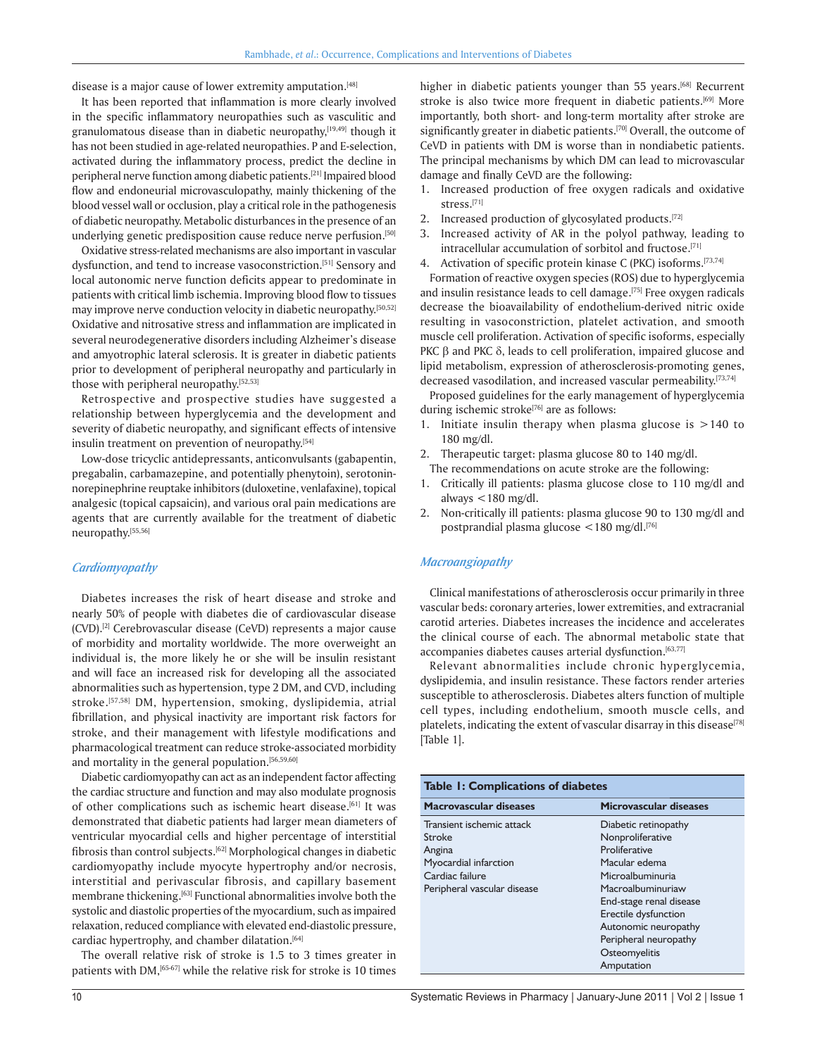disease is a major cause of lower extremity amputation.[48]

It has been reported that inflammation is more clearly involved in the specific inflammatory neuropathies such as vasculitic and granulomatous disease than in diabetic neuropathy,[19,49] though it has not been studied in age-related neuropathies. P and E-selection, activated during the inflammatory process, predict the decline in peripheral nerve function among diabetic patients.[21] Impaired blood flow and endoneurial microvasculopathy, mainly thickening of the blood vessel wall or occlusion, play a critical role in the pathogenesis of diabetic neuropathy. Metabolic disturbances in the presence of an underlying genetic predisposition cause reduce nerve perfusion.[50]

Oxidative stress-related mechanisms are also important in vascular dysfunction, and tend to increase vasoconstriction.[51] Sensory and local autonomic nerve function deficits appear to predominate in patients with critical limb ischemia. Improving blood flow to tissues may improve nerve conduction velocity in diabetic neuropathy.[50,52] Oxidative and nitrosative stress and inflammation are implicated in several neurodegenerative disorders including Alzheimer's disease and amyotrophic lateral sclerosis. It is greater in diabetic patients prior to development of peripheral neuropathy and particularly in those with peripheral neuropathy.[52,53]

Retrospective and prospective studies have suggested a relationship between hyperglycemia and the development and severity of diabetic neuropathy, and significant effects of intensive insulin treatment on prevention of neuropathy.[54]

Low-dose tricyclic antidepressants, anticonvulsants (gabapentin, pregabalin, carbamazepine, and potentially phenytoin), serotonin-norepinephrine reuptake inhibitors (duloxetine, venlafaxine), topical analgesic (topical capsaicin), and various oral pain medications are agents that are currently available for the treatment of diabetic neuropathy.[55,56]

### *Cardiomyopathy*

Diabetes increases the risk of heart disease and stroke and nearly 50% of people with diabetes die of cardiovascular disease (CVD).[2] Cerebrovascular disease (CeVD) represents a major cause of morbidity and mortality worldwide. The more overweight an individual is, the more likely he or she will be insulin resistant and will face an increased risk for developing all the associated abnormalities such as hypertension, type 2 DM, and CVD, including stroke.[57,58] DM, hypertension, smoking, dyslipidemia, atrial fibrillation, and physical inactivity are important risk factors for stroke, and their management with lifestyle modifications and pharmacological treatment can reduce stroke-associated morbidity and mortality in the general population.[56,59,60]

Diabetic cardiomyopathy can act as an independent factor affecting the cardiac structure and function and may also modulate prognosis of other complications such as ischemic heart disease.[61] It was demonstrated that diabetic patients had larger mean diameters of ventricular myocardial cells and higher percentage of interstitial fibrosis than control subjects.[62] Morphological changes in diabetic cardiomyopathy include myocyte hypertrophy and/or necrosis, interstitial and perivascular fibrosis, and capillary basement membrane thickening.[63] Functional abnormalities involve both the systolic and diastolic properties of the myocardium, such as impaired relaxation, reduced compliance with elevated end-diastolic pressure, cardiac hypertrophy, and chamber dilatation.[64]

The overall relative risk of stroke is 1.5 to 3 times greater in patients with DM,[65-67] while the relative risk for stroke is 10 times higher in diabetic patients younger than 55 years.[68] Recurrent stroke is also twice more frequent in diabetic patients.[69] More importantly, both short- and long-term mortality after stroke are significantly greater in diabetic patients.[70] Overall, the outcome of CeVD in patients with DM is worse than in nondiabetic patients. The principal mechanisms by which DM can lead to microvascular damage and finally CeVD are the following:

1. Increased production of free oxygen radicals and oxidative stress.[71]
2. Increased production of glycosylated products.[72]
3. Increased activity of AR in the polyol pathway, leading to intracellular accumulation of sorbitol and fructose.[71]
4. Activation of specific protein kinase C (PKC) isoforms.[73,74]

Formation of reactive oxygen species (ROS) due to hyperglycemia and insulin resistance leads to cell damage.[75] Free oxygen radicals decrease the bioavailability of endothelium-derived nitric oxide resulting in vasoconstriction, platelet activation, and smooth muscle cell proliferation. Activation of specific isoforms, especially PKC $\beta$ and PKC $\delta$, leads to cell proliferation, impaired glucose and lipid metabolism, expression of atherosclerosis-promoting genes, decreased vasodilation, and increased vascular permeability.[73,74]

Proposed guidelines for the early management of hyperglycemia during ischemic stroke[76] are as follows:

1. Initiate insulin therapy when plasma glucose is >140 to 180 mg/dl.
2. Therapeutic target: plasma glucose 80 to 140 mg/dl.

The recommendations on acute stroke are the following:

1. Critically ill patients: plasma glucose close to 110 mg/dl and always <180 mg/dl.
2. Non-critically ill patients: plasma glucose 90 to 130 mg/dl and postprandial plasma glucose <180 mg/dl.[76]

### *Macroangiopathy*

Clinical manifestations of atherosclerosis occur primarily in three vascular beds: coronary arteries, lower extremities, and extracranial carotid arteries. Diabetes increases the incidence and accelerates the clinical course of each. The abnormal metabolic state that accompanies diabetes causes arterial dysfunction.[63,77]

Relevant abnormalities include chronic hyperglycemia, dyslipidemia, and insulin resistance. These factors render arteries susceptible to atherosclerosis. Diabetes alters function of multiple cell types, including endothelium, smooth muscle cells, and platelets, indicating the extent of vascular disarray in this disease[78] [Table 1].

**Table 1: Complications of diabetes**

| Macrovascular diseases | Microvascular diseases |
|---|---|
| Transient ischemic attack | Diabetic retinopathy |
| Stroke | Nonproliferative |
| Angina | Proliferative |
| Myocardial infarction | Macular edema |
| Cardiac failure | Microalbuminuria |
| Peripheral vascular disease | Macroalbuminuriaw |
| | End-stage renal disease |
| | Erectile dysfunction |
| | Autonomic neuropathy |
| | Peripheral neuropathy |
| | Osteomyelitis |
| | Amputation |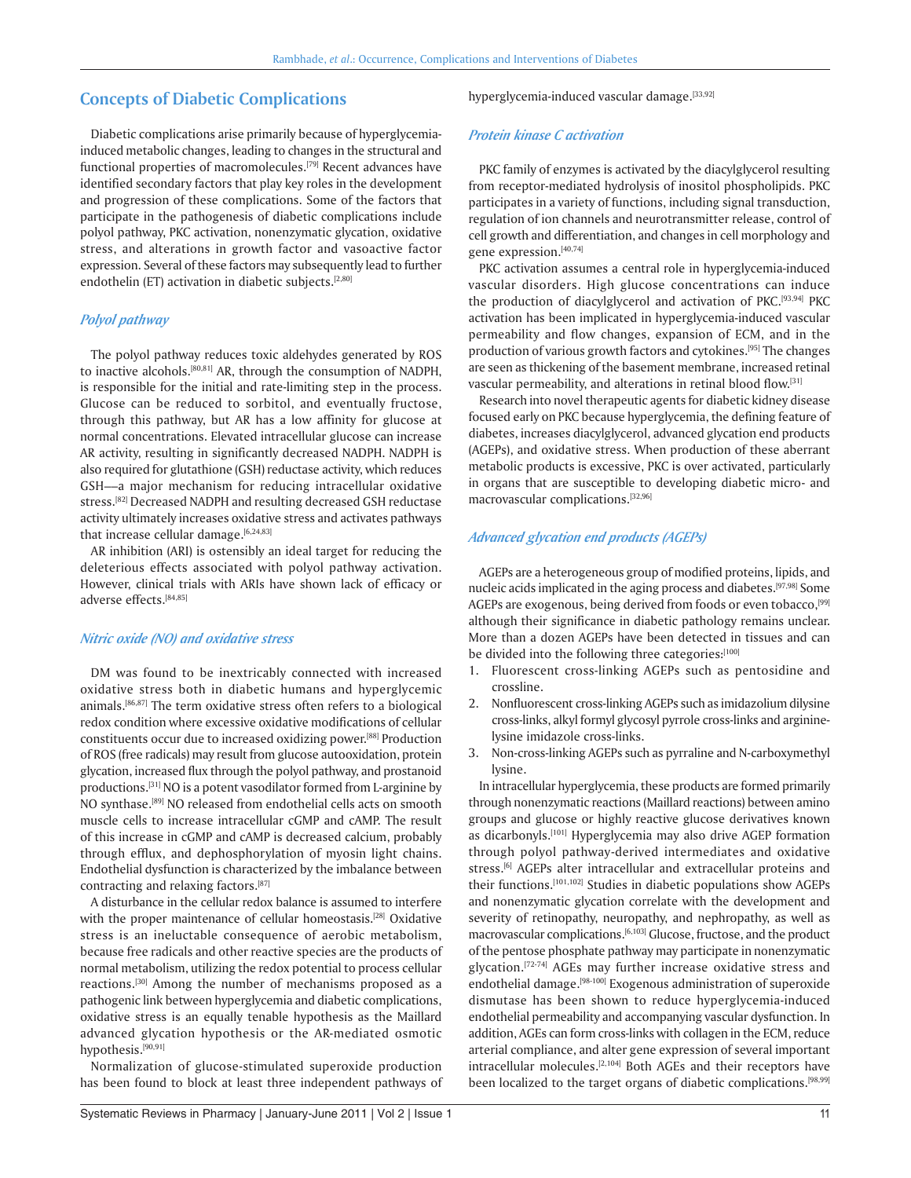## Concepts of Diabetic Complications

Diabetic complications arise primarily because of hyperglycemia-induced metabolic changes, leading to changes in the structural and functional properties of macromolecules.[79] Recent advances have identified secondary factors that play key roles in the development and progression of these complications. Some of the factors that participate in the pathogenesis of diabetic complications include polyol pathway, PKC activation, nonenzymatic glycation, oxidative stress, and alterations in growth factor and vasoactive factor expression. Several of these factors may subsequently lead to further endothelin (ET) activation in diabetic subjects.[2,80]

### *Polyol pathway*

The polyol pathway reduces toxic aldehydes generated by ROS to inactive alcohols.[80,81] AR, through the consumption of NADPH, is responsible for the initial and rate-limiting step in the process. Glucose can be reduced to sorbitol, and eventually fructose, through this pathway, but AR has a low affinity for glucose at normal concentrations. Elevated intracellular glucose can increase AR activity, resulting in significantly decreased NADPH. NADPH is also required for glutathione (GSH) reductase activity, which reduces GSH—a major mechanism for reducing intracellular oxidative stress.[82] Decreased NADPH and resulting decreased GSH reductase activity ultimately increases oxidative stress and activates pathways that increase cellular damage.[6,24,83]

AR inhibition (ARI) is ostensibly an ideal target for reducing the deleterious effects associated with polyol pathway activation. However, clinical trials with ARIs have shown lack of efficacy or adverse effects.[84,85]

### *Nitric oxide (NO) and oxidative stress*

DM was found to be inextricably connected with increased oxidative stress both in diabetic humans and hyperglycemic animals.[86,87] The term oxidative stress often refers to a biological redox condition where excessive oxidative modifications of cellular constituents occur due to increased oxidizing power.[88] Production of ROS (free radicals) may result from glucose autooxidation, protein glycation, increased flux through the polyol pathway, and prostanoid productions.[31] NO is a potent vasodilator formed from L-arginine by NO synthase.[89] NO released from endothelial cells acts on smooth muscle cells to increase intracellular cGMP and cAMP. The result of this increase in cGMP and cAMP is decreased calcium, probably through efflux, and dephosphorylation of myosin light chains. Endothelial dysfunction is characterized by the imbalance between contracting and relaxing factors.[87]

A disturbance in the cellular redox balance is assumed to interfere with the proper maintenance of cellular homeostasis.[28] Oxidative stress is an ineluctable consequence of aerobic metabolism, because free radicals and other reactive species are the products of normal metabolism, utilizing the redox potential to process cellular reactions.[30] Among the number of mechanisms proposed as a pathogenic link between hyperglycemia and diabetic complications, oxidative stress is an equally tenable hypothesis as the Maillard advanced glycation hypothesis or the AR-mediated osmotic hypothesis.[90,91]

Normalization of glucose-stimulated superoxide production has been found to block at least three independent pathways of hyperglycemia-induced vascular damage.[33,92]

### *Protein kinase C activation*

PKC family of enzymes is activated by the diacylglycerol resulting from receptor-mediated hydrolysis of inositol phospholipids. PKC participates in a variety of functions, including signal transduction, regulation of ion channels and neurotransmitter release, control of cell growth and differentiation, and changes in cell morphology and gene expression.[40,74]

PKC activation assumes a central role in hyperglycemia-induced vascular disorders. High glucose concentrations can induce the production of diacylglycerol and activation of PKC.[93,94] PKC activation has been implicated in hyperglycemia-induced vascular permeability and flow changes, expansion of ECM, and in the production of various growth factors and cytokines.[95] The changes are seen as thickening of the basement membrane, increased retinal vascular permeability, and alterations in retinal blood flow.[31]

Research into novel therapeutic agents for diabetic kidney disease focused early on PKC because hyperglycemia, the defining feature of diabetes, increases diacylglycerol, advanced glycation end products (AGEPs), and oxidative stress. When production of these aberrant metabolic products is excessive, PKC is over activated, particularly in organs that are susceptible to developing diabetic micro- and macrovascular complications.[32,96]

### *Advanced glycation end products (AGEPs)*

AGEPs are a heterogeneous group of modified proteins, lipids, and nucleic acids implicated in the aging process and diabetes.[97,98] Some AGEPs are exogenous, being derived from foods or even tobacco,[99] although their significance in diabetic pathology remains unclear. More than a dozen AGEPs have been detected in tissues and can be divided into the following three categories:[100]

1. Fluorescent cross-linking AGEPs such as pentosidine and crossline.
2. Nonfluorescent cross-linking AGEPs such as imidazolium dilysine cross-links, alkyl formyl glycosyl pyrrole cross-links and arginine-lysine imidazole cross-links.
3. Non-cross-linking AGEPs such as pyrraline and N-carboxymethyl lysine.

In intracellular hyperglycemia, these products are formed primarily through nonenzymatic reactions (Maillard reactions) between amino groups and glucose or highly reactive glucose derivatives known as dicarbonyls.[101] Hyperglycemia may also drive AGEP formation through polyol pathway-derived intermediates and oxidative stress.[6] AGEPs alter intracellular and extracellular proteins and their functions.[101,102] Studies in diabetic populations show AGEPs and nonenzymatic glycation correlate with the development and severity of retinopathy, neuropathy, and nephropathy, as well as macrovascular complications.[6,103] Glucose, fructose, and the product of the pentose phosphate pathway may participate in nonenzymatic glycation.[72-74] AGEs may further increase oxidative stress and endothelial damage.[98-100] Exogenous administration of superoxide dismutase has been shown to reduce hyperglycemia-induced endothelial permeability and accompanying vascular dysfunction. In addition, AGEs can form cross-links with collagen in the ECM, reduce arterial compliance, and alter gene expression of several important intracellular molecules.[2,104] Both AGEs and their receptors have been localized to the target organs of diabetic complications.[98,99]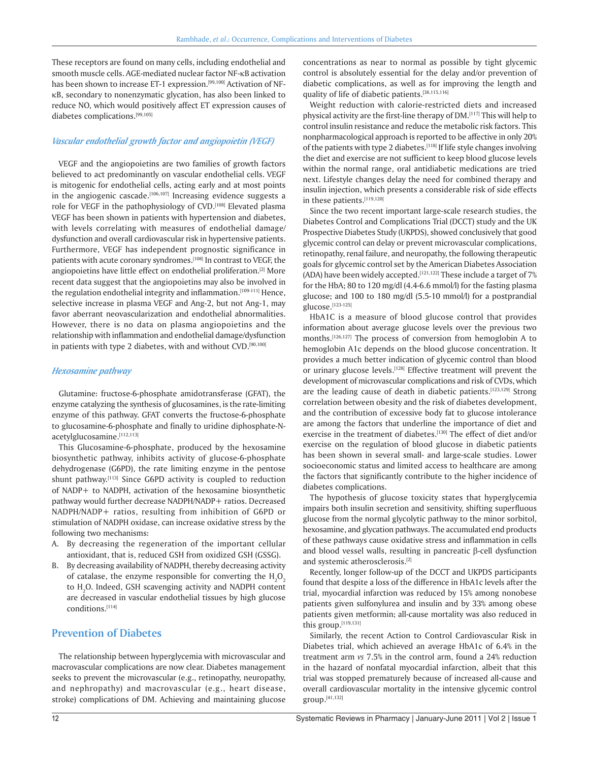These receptors are found on many cells, including endothelial and smooth muscle cells. AGE-mediated nuclear factor NF-κB activation has been shown to increase ET-1 expression.[99,100] Activation of NF-κB, secondary to nonenzymatic glycation, has also been linked to reduce NO, which would positively affect ET expression causes of diabetes complications.[99,105]

### *Vascular endothelial growth factor and angiopoietin (VEGF)*

VEGF and the angiopoietins are two families of growth factors believed to act predominantly on vascular endothelial cells. VEGF is mitogenic for endothelial cells, acting early and at most points in the angiogenic cascade.[106,107] Increasing evidence suggests a role for VEGF in the pathophysiology of CVD.[108] Elevated plasma VEGF has been shown in patients with hypertension and diabetes, with levels correlating with measures of endothelial damage/dysfunction and overall cardiovascular risk in hypertensive patients. Furthermore, VEGF has independent prognostic significance in patients with acute coronary syndromes.[108] In contrast to VEGF, the angiopoietins have little effect on endothelial proliferation.[2] More recent data suggest that the angiopoietins may also be involved in the regulation endothelial integrity and inflammation.[109-111] Hence, selective increase in plasma VEGF and Ang-2, but not Ang-1, may favor aberrant neovascularization and endothelial abnormalities. However, there is no data on plasma angiopoietins and the relationship with inflammation and endothelial damage/dysfunction in patients with type 2 diabetes, with and without CVD.[90,100]

### *Hexosamine pathway*

Glutamine: fructose-6-phosphate amidotransferase (GFAT), the enzyme catalyzing the synthesis of glucosamines, is the rate-limiting enzyme of this pathway. GFAT converts the fructose-6-phosphate to glucosamine-6-phosphate and finally to uridine diphosphate-N-acetylglucosamine.[112,113]

This Glucosamine-6-phosphate, produced by the hexosamine biosynthetic pathway, inhibits activity of glucose-6-phosphate dehydrogenase (G6PD), the rate limiting enzyme in the pentose shunt pathway.[113] Since G6PD activity is coupled to reduction of NADP+ to NADPH, activation of the hexosamine biosynthetic pathway would further decrease NADPH/NADP+ ratios. Decreased NADPH/NADP+ ratios, resulting from inhibition of G6PD or stimulation of NADPH oxidase, can increase oxidative stress by the following two mechanisms:

A. By decreasing the regeneration of the important cellular antioxidant, that is, reduced GSH from oxidized GSH (GSSG).
B. By decreasing availability of NADPH, thereby decreasing activity of catalase, the enzyme responsible for converting the $H_2O_2$ to $H_2O$. Indeed, GSH scavenging activity and NADPH content are decreased in vascular endothelial tissues by high glucose conditions.[114]

## Prevention of Diabetes

The relationship between hyperglycemia with microvascular and macrovascular complications are now clear. Diabetes management seeks to prevent the microvascular (e.g., retinopathy, neuropathy, and nephropathy) and macrovascular (e.g., heart disease, stroke) complications of DM. Achieving and maintaining glucose concentrations as near to normal as possible by tight glycemic control is absolutely essential for the delay and/or prevention of diabetic complications, as well as for improving the length and quality of life of diabetic patients.[38,115,116]

Weight reduction with calorie-restricted diets and increased physical activity are the first-line therapy of DM.[117] This will help to control insulin resistance and reduce the metabolic risk factors. This nonpharmacological approach is reported to be affective in only 20% of the patients with type 2 diabetes.[118] If life style changes involving the diet and exercise are not sufficient to keep blood glucose levels within the normal range, oral antidiabetic medications are tried next. Lifestyle changes delay the need for combined therapy and insulin injection, which presents a considerable risk of side effects in these patients.[119,120]

Since the two recent important large-scale research studies, the Diabetes Control and Complications Trial (DCCT) study and the UK Prospective Diabetes Study (UKPDS), showed conclusively that good glycemic control can delay or prevent microvascular complications, retinopathy, renal failure, and neuropathy, the following therapeutic goals for glycemic control set by the American Diabetes Association (ADA) have been widely accepted.[121,122] These include a target of 7% for the HbA; 80 to 120 mg/dl (4.4-6.6 mmol/l) for the fasting plasma glucose; and 100 to 180 mg/dl (5.5-10 mmol/l) for a postprandial glucose.[123-125]

HbA1C is a measure of blood glucose control that provides information about average glucose levels over the previous two months.[126,127] The process of conversion from hemoglobin A to hemoglobin A1c depends on the blood glucose concentration. It provides a much better indication of glycemic control than blood or urinary glucose levels.[128] Effective treatment will prevent the development of microvascular complications and risk of CVDs, which are the leading cause of death in diabetic patients.[123,129] Strong correlation between obesity and the risk of diabetes development, and the contribution of excessive body fat to glucose intolerance are among the factors that underline the importance of diet and exercise in the treatment of diabetes.[130] The effect of diet and/or exercise on the regulation of blood glucose in diabetic patients has been shown in several small- and large-scale studies. Lower socioeconomic status and limited access to healthcare are among the factors that significantly contribute to the higher incidence of diabetes complications.

The hypothesis of glucose toxicity states that hyperglycemia impairs both insulin secretion and sensitivity, shifting superfluous glucose from the normal glycolytic pathway to the minor sorbitol, hexosamine, and glycation pathways. The accumulated end products of these pathways cause oxidative stress and inflammation in cells and blood vessel walls, resulting in pancreatic β-cell dysfunction and systemic atherosclerosis.[2]

Recently, longer follow-up of the DCCT and UKPDS participants found that despite a loss of the difference in HbA1c levels after the trial, myocardial infarction was reduced by 15% among nonobese patients given sulfonylurea and insulin and by 33% among obese patients given metformin; all-cause mortality was also reduced in this group.[119,131]

Similarly, the recent Action to Control Cardiovascular Risk in Diabetes trial, which achieved an average HbA1c of 6.4% in the treatment arm *vs* 7.5% in the control arm, found a 24% reduction in the hazard of nonfatal myocardial infarction, albeit that this trial was stopped prematurely because of increased all-cause and overall cardiovascular mortality in the intensive glycemic control group.[41,132]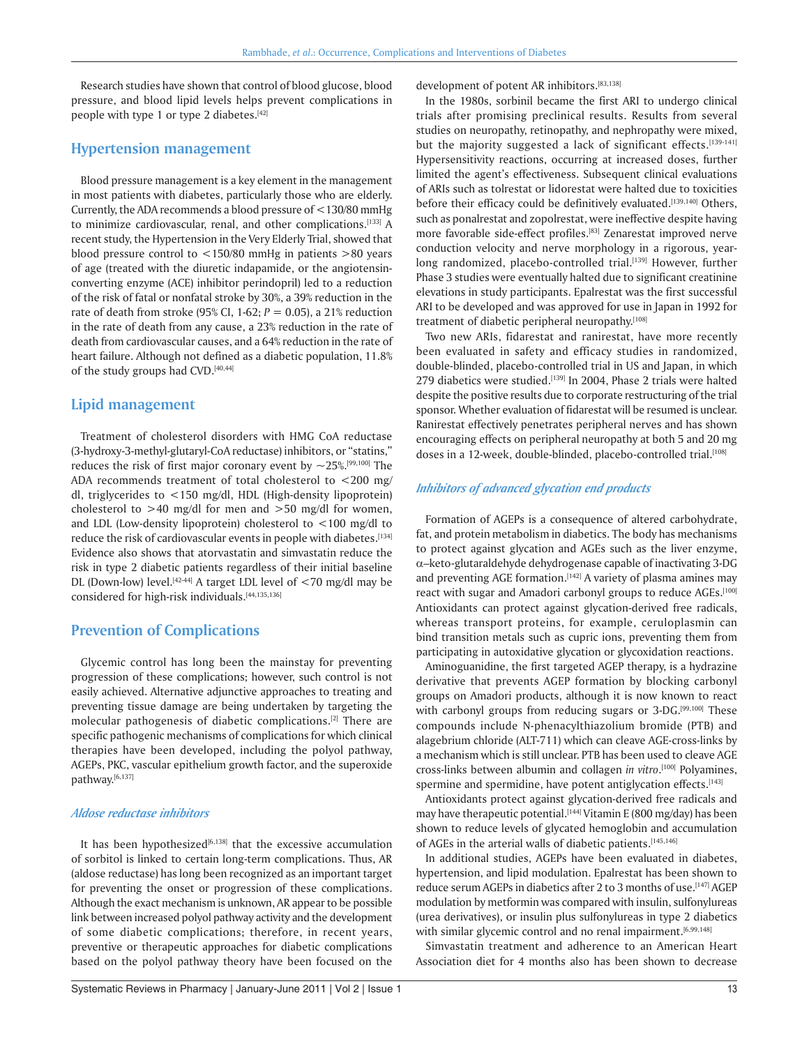Research studies have shown that control of blood glucose, blood pressure, and blood lipid levels helps prevent complications in people with type 1 or type 2 diabetes.[42]

## Hypertension management

Blood pressure management is a key element in the management in most patients with diabetes, particularly those who are elderly. Currently, the ADA recommends a blood pressure of <130/80 mmHg to minimize cardiovascular, renal, and other complications.[133] A recent study, the Hypertension in the Very Elderly Trial, showed that blood pressure control to <150/80 mmHg in patients >80 years of age (treated with the diuretic indapamide, or the angiotensin-converting enzyme (ACE) inhibitor perindopril) led to a reduction of the risk of fatal or nonfatal stroke by 30%, a 39% reduction in the rate of death from stroke (95% CI, 1-62; $P = 0.05$), a 21% reduction in the rate of death from any cause, a 23% reduction in the rate of death from cardiovascular causes, and a 64% reduction in the rate of heart failure. Although not defined as a diabetic population, 11.8% of the study groups had CVD.[40,44]

## Lipid management

Treatment of cholesterol disorders with HMG CoA reductase (3-hydroxy-3-methyl-glutaryl-CoA reductase) inhibitors, or "statins," reduces the risk of first major coronary event by ~25%.[99,100] The ADA recommends treatment of total cholesterol to <200 mg/dl, triglycerides to <150 mg/dl, HDL (High-density lipoprotein) cholesterol to >40 mg/dl for men and >50 mg/dl for women, and LDL (Low-density lipoprotein) cholesterol to <100 mg/dl to reduce the risk of cardiovascular events in people with diabetes.[134] Evidence also shows that atorvastatin and simvastatin reduce the risk in type 2 diabetic patients regardless of their initial baseline DL (Down-low) level.[42-44] A target LDL level of <70 mg/dl may be considered for high-risk individuals.[44,135,136]

## Prevention of Complications

Glycemic control has long been the mainstay for preventing progression of these complications; however, such control is not easily achieved. Alternative adjunctive approaches to treating and preventing tissue damage are being undertaken by targeting the molecular pathogenesis of diabetic complications.[2] There are specific pathogenic mechanisms of complications for which clinical therapies have been developed, including the polyol pathway, AGEPs, PKC, vascular epithelium growth factor, and the superoxide pathway.[6,137]

### *Aldose reductase inhibitors*

It has been hypothesized[6,138] that the excessive accumulation of sorbitol is linked to certain long-term complications. Thus, AR (aldose reductase) has long been recognized as an important target for preventing the onset or progression of these complications. Although the exact mechanism is unknown, AR appear to be possible link between increased polyol pathway activity and the development of some diabetic complications; therefore, in recent years, preventive or therapeutic approaches for diabetic complications based on the polyol pathway theory have been focused on the development of potent AR inhibitors.[83,138]

In the 1980s, sorbinil became the first ARI to undergo clinical trials after promising preclinical results. Results from several studies on neuropathy, retinopathy, and nephropathy were mixed, but the majority suggested a lack of significant effects.[139-141] Hypersensitivity reactions, occurring at increased doses, further limited the agent's effectiveness. Subsequent clinical evaluations of ARIs such as tolrestat or lidorestat were halted due to toxicities before their efficacy could be definitively evaluated.[139,140] Others, such as ponalrestat and zopolrestat, were ineffective despite having more favorable side-effect profiles.[83] Zenarestat improved nerve conduction velocity and nerve morphology in a rigorous, year-long randomized, placebo-controlled trial.[139] However, further Phase 3 studies were eventually halted due to significant creatinine elevations in study participants. Epalrestat was the first successful ARI to be developed and was approved for use in Japan in 1992 for treatment of diabetic peripheral neuropathy.[108]

Two new ARIs, fidarestat and ranirestat, have more recently been evaluated in safety and efficacy studies in randomized, double-blinded, placebo-controlled trial in US and Japan, in which 279 diabetics were studied.[139] In 2004, Phase 2 trials were halted despite the positive results due to corporate restructuring of the trial sponsor. Whether evaluation of fidarestat will be resumed is unclear. Ranirestat effectively penetrates peripheral nerves and has shown encouraging effects on peripheral neuropathy at both 5 and 20 mg doses in a 12-week, double-blinded, placebo-controlled trial.[108]

### *Inhibitors of advanced glycation end products*

Formation of AGEPs is a consequence of altered carbohydrate, fat, and protein metabolism in diabetics. The body has mechanisms to protect against glycation and AGEs such as the liver enzyme, α–keto-glutaraldehyde dehydrogenase capable of inactivating 3-DG and preventing AGE formation.[142] A variety of plasma amines may react with sugar and Amadori carbonyl groups to reduce AGEs.[100] Antioxidants can protect against glycation-derived free radicals, whereas transport proteins, for example, ceruloplasmin can bind transition metals such as cupric ions, preventing them from participating in autoxidative glycation or glycoxidation reactions.

Aminoguanidine, the first targeted AGEP therapy, is a hydrazine derivative that prevents AGEP formation by blocking carbonyl groups on Amadori products, although it is now known to react with carbonyl groups from reducing sugars or 3-DG.[99,100] These compounds include N-phenacylthiazolium bromide (PTB) and alagebrium chloride (ALT-711) which can cleave AGE-cross-links by a mechanism which is still unclear. PTB has been used to cleave AGE cross-links between albumin and collagen *in vitro*.[100] Polyamines, spermine and spermidine, have potent antiglycation effects.[143]

Antioxidants protect against glycation-derived free radicals and may have therapeutic potential.[144] Vitamin E (800 mg/day) has been shown to reduce levels of glycated hemoglobin and accumulation of AGEs in the arterial walls of diabetic patients.[145,146]

In additional studies, AGEPs have been evaluated in diabetes, hypertension, and lipid modulation. Epalrestat has been shown to reduce serum AGEPs in diabetics after 2 to 3 months of use.[147] AGEP modulation by metformin was compared with insulin, sulfonylureas (urea derivatives), or insulin plus sulfonylureas in type 2 diabetics with similar glycemic control and no renal impairment.[6,99,148]

Simvastatin treatment and adherence to an American Heart Association diet for 4 months also has been shown to decrease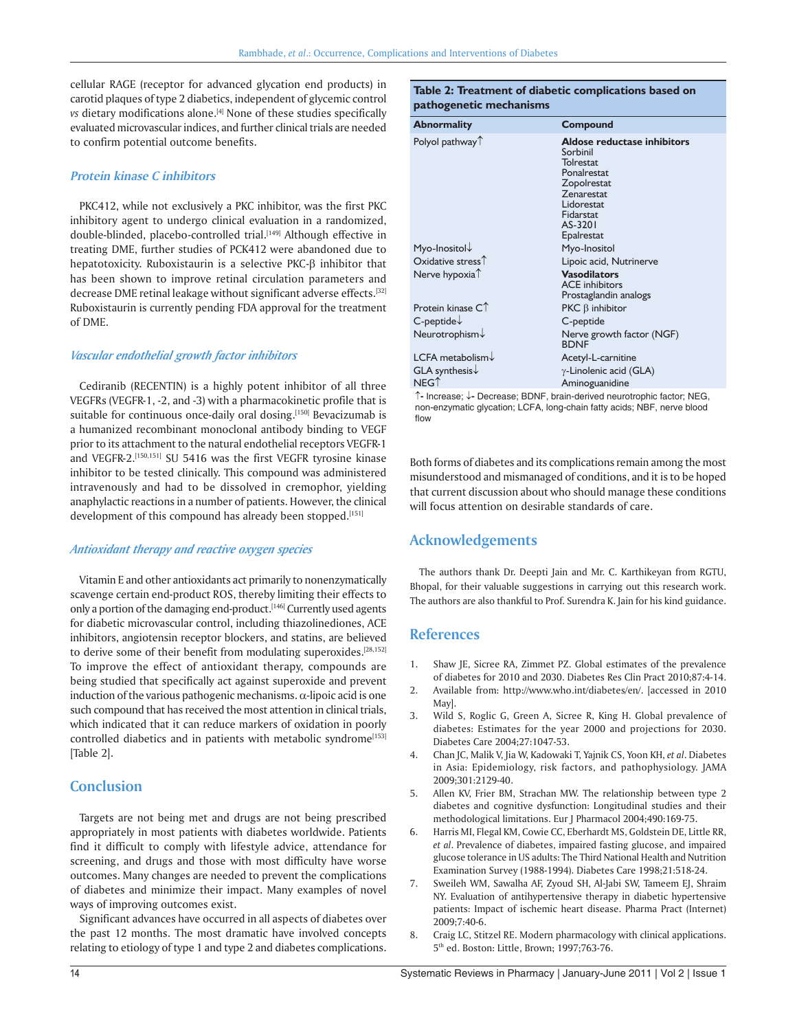cellular RAGE (receptor for advanced glycation end products) in carotid plaques of type 2 diabetics, independent of glycemic control *vs* dietary modifications alone.[4] None of these studies specifically evaluated microvascular indices, and further clinical trials are needed to confirm potential outcome benefits.

### *Protein kinase C inhibitors*

PKC412, while not exclusively a PKC inhibitor, was the first PKC inhibitory agent to undergo clinical evaluation in a randomized, double-blinded, placebo-controlled trial.[149] Although effective in treating DME, further studies of PCK412 were abandoned due to hepatotoxicity. Ruboxistaurin is a selective PKC-β inhibitor that has been shown to improve retinal circulation parameters and decrease DME retinal leakage without significant adverse effects.[32] Ruboxistaurin is currently pending FDA approval for the treatment of DME.

### *Vascular endothelial growth factor inhibitors*

Cediranib (RECENTIN) is a highly potent inhibitor of all three VEGFRs (VEGFR-1, -2, and -3) with a pharmacokinetic profile that is suitable for continuous once-daily oral dosing.[150] Bevacizumab is a humanized recombinant monoclonal antibody binding to VEGF prior to its attachment to the natural endothelial receptors VEGFR-1 and VEGFR-2.[150,151] SU 5416 was the first VEGFR tyrosine kinase inhibitor to be tested clinically. This compound was administered intravenously and had to be dissolved in cremophor, yielding anaphylactic reactions in a number of patients. However, the clinical development of this compound has already been stopped.[151]

### *Antioxidant therapy and reactive oxygen species*

Vitamin E and other antioxidants act primarily to nonenzymatically scavenge certain end-product ROS, thereby limiting their effects to only a portion of the damaging end-product.[146] Currently used agents for diabetic microvascular control, including thiazolinediones, ACE inhibitors, angiotensin receptor blockers, and statins, are believed to derive some of their benefit from modulating superoxides.[28,152] To improve the effect of antioxidant therapy, compounds are being studied that specifically act against superoxide and prevent induction of the various pathogenic mechanisms. α-lipoic acid is one such compound that has received the most attention in clinical trials, which indicated that it can reduce markers of oxidation in poorly controlled diabetics and in patients with metabolic syndrome[153] [Table 2].

**Table 2: Treatment of diabetic complications based on pathogenetic mechanisms**

| Abnormality | Compound |
|---|---|
| Polyol pathway↑ | **Aldose reductase inhibitors**<br>Sorbinil<br>Tolrestat<br>Ponalrestat<br>Zopolrestat<br>Zenarestat<br>Lidorestat<br>Fidarstat<br>AS-3201<br>Epalrestat |
| Myo-Inositol↓ | Myo-Inositol |
| Oxidative stress↑ | Lipoic acid, Nutrinerve |
| Nerve hypoxia↑ | **Vasodilators**<br>ACE inhibitors<br>Prostaglandin analogs |
| Protein kinase C↑ | PKC β inhibitor |
| C-peptide↓ | C-peptide |
| Neurotrophism↓ | Nerve growth factor (NGF)<br>BDNF |
| LCFA metabolism↓ | Acetyl-L-carnitine |
| GLA synthesis↓ | γ-Linolenic acid (GLA) |
| NEG↑ | Aminoguanidine |

↑- Increase; ↓- Decrease; BDNF, brain-derived neurotrophic factor; NEG, non-enzymatic glycation; LCFA, long-chain fatty acids; NBF, nerve blood flow

## Conclusion

Targets are not being met and drugs are not being prescribed appropriately in most patients with diabetes worldwide. Patients find it difficult to comply with lifestyle advice, attendance for screening, and drugs and those with most difficulty have worse outcomes. Many changes are needed to prevent the complications of diabetes and minimize their impact. Many examples of novel ways of improving outcomes exist.

Significant advances have occurred in all aspects of diabetes over the past 12 months. The most dramatic have involved concepts relating to etiology of type 1 and type 2 and diabetes complications. Both forms of diabetes and its complications remain among the most misunderstood and mismanaged of conditions, and it is to be hoped that current discussion about who should manage these conditions will focus attention on desirable standards of care.

## Acknowledgements

The authors thank Dr. Deepti Jain and Mr. C. Karthikeyan from RGTU, Bhopal, for their valuable suggestions in carrying out this research work. The authors are also thankful to Prof. Surendra K. Jain for his kind guidance.

## References

1. Shaw JE, Sicree RA, Zimmet PZ. Global estimates of the prevalence of diabetes for 2010 and 2030. Diabetes Res Clin Pract 2010;87:4-14.
2. Available from: http://www.who.int/diabetes/en/. [accessed in 2010 May].
3. Wild S, Roglic G, Green A, Sicree R, King H. Global prevalence of diabetes: Estimates for the year 2000 and projections for 2030. Diabetes Care 2004;27:1047-53.
4. Chan JC, Malik V, Jia W, Kadowaki T, Yajnik CS, Yoon KH, *et al*. Diabetes in Asia: Epidemiology, risk factors, and pathophysiology. JAMA 2009;301:2129-40.
5. Allen KV, Frier BM, Strachan MW. The relationship between type 2 diabetes and cognitive dysfunction: Longitudinal studies and their methodological limitations. Eur J Pharmacol 2004;490:169-75.
6. Harris MI, Flegal KM, Cowie CC, Eberhardt MS, Goldstein DE, Little RR, *et al*. Prevalence of diabetes, impaired fasting glucose, and impaired glucose tolerance in US adults: The Third National Health and Nutrition Examination Survey (1988-1994). Diabetes Care 1998;21:518-24.
7. Sweileh WM, Sawalha AF, Zyoud SH, Al-Jabi SW, Tameem EJ, Shraim NY. Evaluation of antihypertensive therapy in diabetic hypertensive patients: Impact of ischemic heart disease. Pharma Pract (Internet) 2009;7:40-6.
8. Craig LC, Stitzel RE. Modern pharmacology with clinical applications. 5th ed. Boston: Little, Brown; 1997;763-76.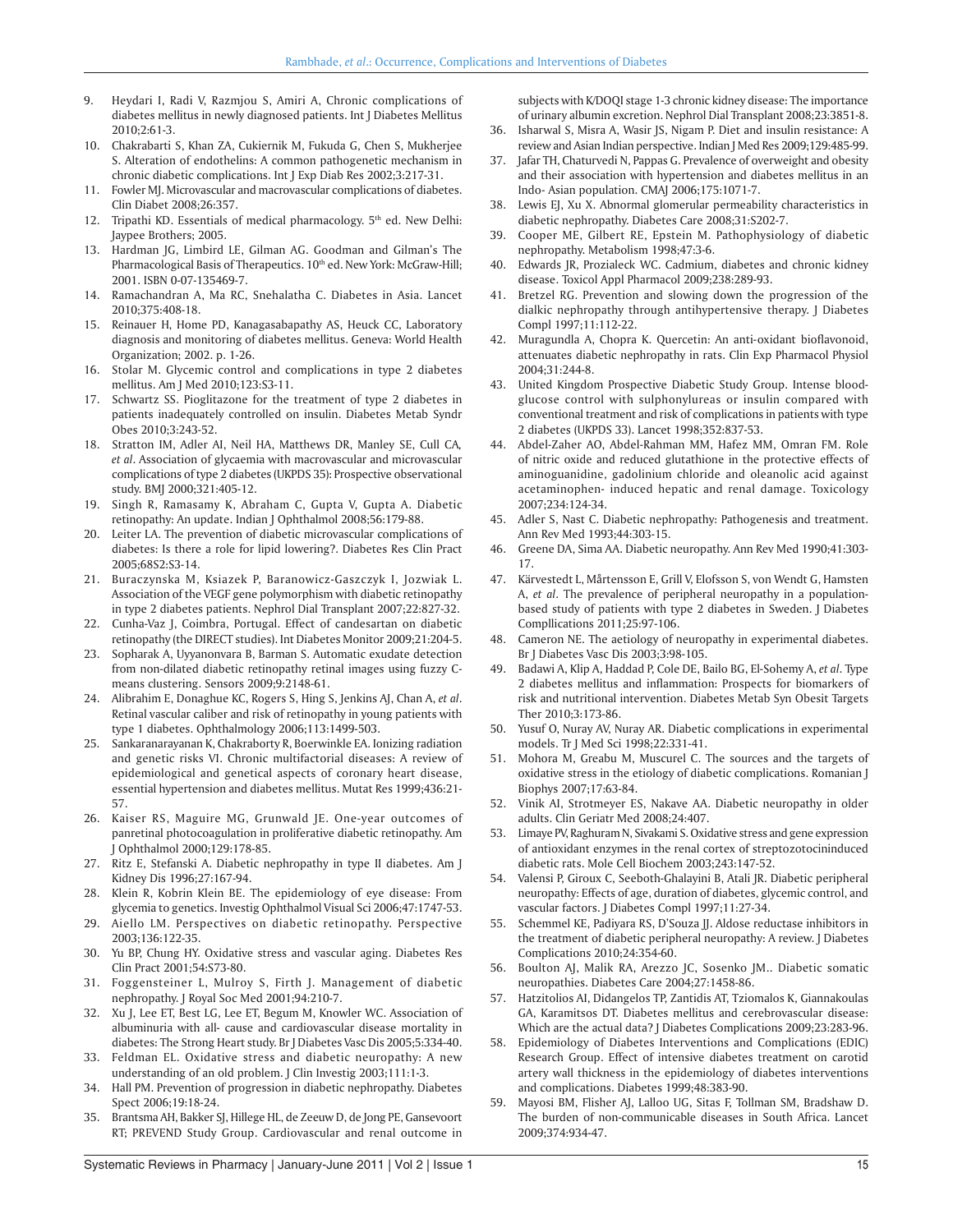9. Heydari I, Radi V, Razmjou S, Amiri A, Chronic complications of diabetes mellitus in newly diagnosed patients. Int J Diabetes Mellitus 2010;2:61-3.
10. Chakrabarti S, Khan ZA, Cukiernik M, Fukuda G, Chen S, Mukherjee S. Alteration of endothelins: A common pathogenetic mechanism in chronic diabetic complications. Int J Exp Diab Res 2002;3:217-31.
11. Fowler MJ. Microvascular and macrovascular complications of diabetes. Clin Diabet 2008;26:357.
12. Tripathi KD. Essentials of medical pharmacology. 5th ed. New Delhi: Jaypee Brothers; 2005.
13. Hardman JG, Limbird LE, Gilman AG. Goodman and Gilman's The Pharmacological Basis of Therapeutics. 10th ed. New York: McGraw-Hill; 2001. ISBN 0-07-135469-7.
14. Ramachandran A, Ma RC, Snehalatha C. Diabetes in Asia. Lancet 2010;375:408-18.
15. Reinauer H, Home PD, Kanagasabapathy AS, Heuck CC, Laboratory diagnosis and monitoring of diabetes mellitus. Geneva: World Health Organization; 2002. p. 1-26.
16. Stolar M. Glycemic control and complications in type 2 diabetes mellitus. Am J Med 2010;123:S3-11.
17. Schwartz SS. Pioglitazone for the treatment of type 2 diabetes in patients inadequately controlled on insulin. Diabetes Metab Syndr Obes 2010;3:243-52.
18. Stratton IM, Adler AI, Neil HA, Matthews DR, Manley SE, Cull CA, *et al*. Association of glycaemia with macrovascular and microvascular complications of type 2 diabetes (UKPDS 35): Prospective observational study. BMJ 2000;321:405-12.
19. Singh R, Ramasamy K, Abraham C, Gupta V, Gupta A. Diabetic retinopathy: An update. Indian J Ophthalmol 2008;56:179-88.
20. Leiter LA. The prevention of diabetic microvascular complications of diabetes: Is there a role for lipid lowering?. Diabetes Res Clin Pract 2005;68S2:S3-14.
21. Buraczynska M, Ksiazek P, Baranowicz-Gaszczyk I, Jozwiak L. Association of the VEGF gene polymorphism with diabetic retinopathy in type 2 diabetes patients. Nephrol Dial Transplant 2007;22:827-32.
22. Cunha-Vaz J, Coimbra, Portugal. Effect of candesartan on diabetic retinopathy (the DIRECT studies). Int Diabetes Monitor 2009;21:204-5.
23. Sopharak A, Uyyanonvara B, Barman S. Automatic exudate detection from non-dilated diabetic retinopathy retinal images using fuzzy C-means clustering. Sensors 2009;9:2148-61.
24. Alibrahim E, Donaghue KC, Rogers S, Hing S, Jenkins AJ, Chan A, *et al*. Retinal vascular caliber and risk of retinopathy in young patients with type 1 diabetes. Ophthalmology 2006;113:1499-503.
25. Sankaranarayanan K, Chakraborty R, Boerwinkle EA. Ionizing radiation and genetic risks VI. Chronic multifactorial diseases: A review of epidemiological and genetical aspects of coronary heart disease, essential hypertension and diabetes mellitus. Mutat Res 1999;436:21-57.
26. Kaiser RS, Maguire MG, Grunwald JE. One-year outcomes of panretinal photocoagulation in proliferative diabetic retinopathy. Am J Ophthalmol 2000;129:178-85.
27. Ritz E, Stefanski A. Diabetic nephropathy in type II diabetes. Am J Kidney Dis 1996;27:167-94.
28. Klein R, Kobrin Klein BE. The epidemiology of eye disease: From glycemia to genetics. Investig Ophthalmol Visual Sci 2006;47:1747-53.
29. Aiello LM. Perspectives on diabetic retinopathy. Perspective 2003;136:122-35.
30. Yu BP, Chung HY. Oxidative stress and vascular aging. Diabetes Res Clin Pract 2001;54:S73-80.
31. Foggensteiner L, Mulroy S, Firth J. Management of diabetic nephropathy. J Royal Soc Med 2001;94:210-7.
32. Xu J, Lee ET, Best LG, Lee ET, Begum M, Knowler WC. Association of albuminuria with all- cause and cardiovascular disease mortality in diabetes: The Strong Heart study. Br J Diabetes Vasc Dis 2005;5:334-40.
33. Feldman EL. Oxidative stress and diabetic neuropathy: A new understanding of an old problem. J Clin Investig 2003;111:1-3.
34. Hall PM. Prevention of progression in diabetic nephropathy. Diabetes Spect 2006;19:18-24.
35. Brantsma AH, Bakker SJ, Hillege HL, de Zeeuw D, de Jong PE, Gansevoort RT; PREVEND Study Group. Cardiovascular and renal outcome in subjects with K/DOQI stage 1-3 chronic kidney disease: The importance of urinary albumin excretion. Nephrol Dial Transplant 2008;23:3851-8.
36. Isharwal S, Misra A, Wasir JS, Nigam P. Diet and insulin resistance: A review and Asian Indian perspective. Indian J Med Res 2009;129:485-99.
37. Jafar TH, Chaturvedi N, Pappas G. Prevalence of overweight and obesity and their association with hypertension and diabetes mellitus in an Indo- Asian population. CMAJ 2006;175:1071-7.
38. Lewis EJ, Xu X. Abnormal glomerular permeability characteristics in diabetic nephropathy. Diabetes Care 2008;31:S202-7.
39. Cooper ME, Gilbert RE, Epstein M. Pathophysiology of diabetic nephropathy. Metabolism 1998;47:3-6.
40. Edwards JR, Prozialeck WC. Cadmium, diabetes and chronic kidney disease. Toxicol Appl Pharmacol 2009;238:289-93.
41. Bretzel RG. Prevention and slowing down the progression of the dialkic nephropathy through antihypertensive therapy. J Diabetes Compl 1997;11:112-22.
42. Muragundla A, Chopra K. Quercetin: An anti-oxidant bioflavonoid, attenuates diabetic nephropathy in rats. Clin Exp Pharmacol Physiol 2004;31:244-8.
43. United Kingdom Prospective Diabetic Study Group. Intense blood-glucose control with sulphonylureas or insulin compared with conventional treatment and risk of complications in patients with type 2 diabetes (UKPDS 33). Lancet 1998;352:837-53.
44. Abdel-Zaher AO, Abdel-Rahman MM, Hafez MM, Omran FM. Role of nitric oxide and reduced glutathione in the protective effects of aminoguanidine, gadolinium chloride and oleanolic acid against acetaminophen- induced hepatic and renal damage. Toxicology 2007;234:124-34.
45. Adler S, Nast C. Diabetic nephropathy: Pathogenesis and treatment. Ann Rev Med 1993;44:303-15.
46. Greene DA, Sima AA. Diabetic neuropathy. Ann Rev Med 1990;41:303-17.
47. Kärvestedt L, Mårtensson E, Grill V, Elofsson S, von Wendt G, Hamsten A, *et al*. The prevalence of peripheral neuropathy in a population-based study of patients with type 2 diabetes in Sweden. J Diabetes Compllications 2011;25:97-106.
48. Cameron NE. The aetiology of neuropathy in experimental diabetes. Br J Diabetes Vasc Dis 2003;3:98-105.
49. Badawi A, Klip A, Haddad P, Cole DE, Bailo BG, El-Sohemy A, *et al*. Type 2 diabetes mellitus and inflammation: Prospects for biomarkers of risk and nutritional intervention. Diabetes Metab Syn Obesit Targets Ther 2010;3:173-86.
50. Yusuf O, Nuray AV, Nuray AR. Diabetic complications in experimental models. Tr J Med Sci 1998;22:331-41.
51. Mohora M, Greabu M, Muscurel C. The sources and the targets of oxidative stress in the etiology of diabetic complications. Romanian J Biophys 2007;17:63-84.
52. Vinik AI, Strotmeyer ES, Nakave AA. Diabetic neuropathy in older adults. Clin Geriatr Med 2008;24:407.
53. Limaye PV, Raghuram N, Sivakami S. Oxidative stress and gene expression of antioxidant enzymes in the renal cortex of streptozotocininduced diabetic rats. Mole Cell Biochem 2003;243:147-52.
54. Valensi P, Giroux C, Seeboth-Ghalayini B, Atali JR. Diabetic peripheral neuropathy: Effects of age, duration of diabetes, glycemic control, and vascular factors. J Diabetes Compl 1997;11:27-34.
55. Schemmel KE, Padiyara RS, D'Souza JJ. Aldose reductase inhibitors in the treatment of diabetic peripheral neuropathy: A review. J Diabetes Complications 2010;24:354-60.
56. Boulton AJ, Malik RA, Arezzo JC, Sosenko JM.. Diabetic somatic neuropathies. Diabetes Care 2004;27:1458-86.
57. Hatzitolios AI, Didangelos TP, Zantidis AT, Tziomalos K, Giannakoulas GA, Karamitsos DT. Diabetes mellitus and cerebrovascular disease: Which are the actual data? J Diabetes Complications 2009;23:283-96.
58. Epidemiology of Diabetes Interventions and Complications (EDIC) Research Group. Effect of intensive diabetes treatment on carotid artery wall thickness in the epidemiology of diabetes interventions and complications. Diabetes 1999;48:383-90.
59. Mayosi BM, Flisher AJ, Lalloo UG, Sitas F, Tollman SM, Bradshaw D. The burden of non-communicable diseases in South Africa. Lancet 2009;374:934-47.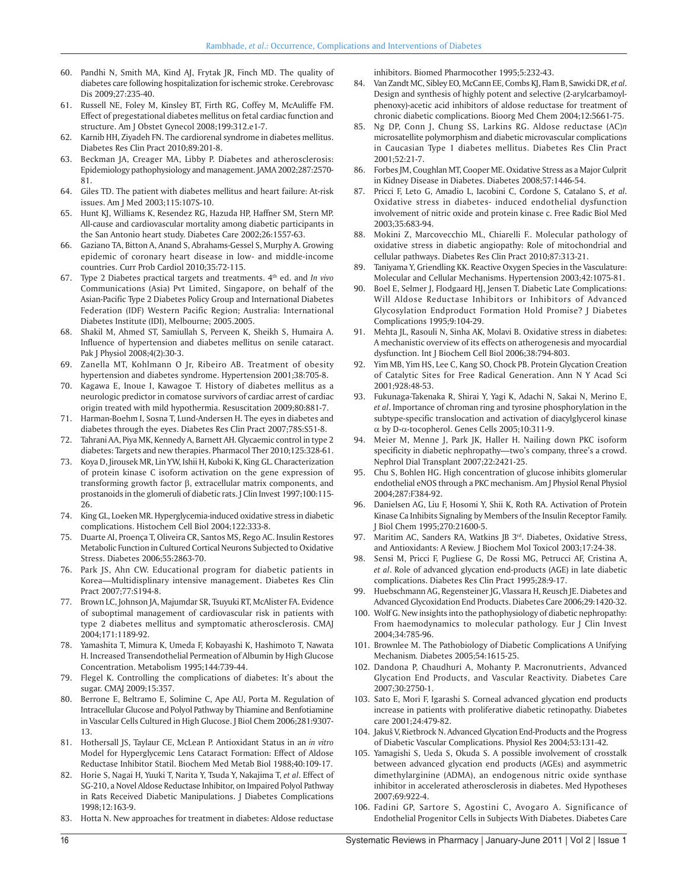60. Pandhi N, Smith MA, Kind AJ, Frytak JR, Finch MD. The quality of diabetes care following hospitalization for ischemic stroke. Cerebrovasc Dis 2009;27:235-40.
61. Russell NE, Foley M, Kinsley BT, Firth RG, Coffey M, McAuliffe FM. Effect of pregestational diabetes mellitus on fetal cardiac function and structure. Am J Obstet Gynecol 2008;199:312.e1-7.
62. Karnib HH, Ziyadeh FN. The cardiorenal syndrome in diabetes mellitus. Diabetes Res Clin Pract 2010;89:201-8.
63. Beckman JA, Creager MA, Libby P. Diabetes and atherosclerosis: Epidemiology pathophysiology and management. JAMA 2002;287:2570-81.
64. Giles TD. The patient with diabetes mellitus and heart failure: At-risk issues. Am J Med 2003;115:107S-10.
65. Hunt KJ, Williams K, Resendez RG, Hazuda HP, Haffner SM, Stern MP. All-cause and cardiovascular mortality among diabetic participants in the San Antonio heart study. Diabetes Care 2002;26:1557-63.
66. Gaziano TA, Bitton A, Anand S, Abrahams-Gessel S, Murphy A. Growing epidemic of coronary heart disease in low- and middle-income countries. Curr Prob Cardiol 2010;35:72-115.
67. Type 2 Diabetes practical targets and treatments. 4th ed. and *In vivo* Communications (Asia) Pvt Limited, Singapore, on behalf of the Asian-Pacific Type 2 Diabetes Policy Group and International Diabetes Federation (IDF) Western Pacific Region; Australia: International Diabetes Institute (IDI), Melbourne; 2005.2005.
68. Shakil M, Ahmed ST, Samiullah S, Perveen K, Sheikh S, Humaira A. Influence of hypertension and diabetes mellitus on senile cataract. Pak J Physiol 2008;4(2):30-3.
69. Zanella MT, Kohlmann O Jr, Ribeiro AB. Treatment of obesity hypertension and diabetes syndrome. Hypertension 2001;38:705-8.
70. Kagawa E, Inoue I, Kawagoe T. History of diabetes mellitus as a neurologic predictor in comatose survivors of cardiac arrest of cardiac origin treated with mild hypothermia. Resuscitation 2009;80:881-7.
71. Harman-Boehm I, Sosna T, Lund-Andersen H. The eyes in diabetes and diabetes through the eyes. Diabetes Res Clin Pract 2007;78S:S51-8.
72. Tahrani AA, Piya MK, Kennedy A, Barnett AH. Glycaemic control in type 2 diabetes: Targets and new therapies. Pharmacol Ther 2010;125:328-61.
73. Koya D, Jirousek MR, Lin YW, Ishii H, Kuboki K, King GL. Characterization of protein kinase C isoform activation on the gene expression of transforming growth factor β, extracellular matrix components, and prostanoids in the glomeruli of diabetic rats. J Clin Invest 1997;100:115-26.
74. King GL, Loeken MR. Hyperglycemia-induced oxidative stress in diabetic complications. Histochem Cell Biol 2004;122:333-8.
75. Duarte AI, Proença T, Oliveira CR, Santos MS, Rego AC. Insulin Restores Metabolic Function in Cultured Cortical Neurons Subjected to Oxidative Stress. Diabetes 2006;55:2863-70.
76. Park JS, Ahn CW. Educational program for diabetic patients in Korea—Multidisplinary intensive management. Diabetes Res Clin Pract 2007;77:S194-8.
77. Brown LC, Johnson JA, Majumdar SR, Tsuyuki RT, McAlister FA. Evidence of suboptimal management of cardiovascular risk in patients with type 2 diabetes mellitus and symptomatic atherosclerosis. CMAJ 2004;171:1189-92.
78. Yamashita T, Mimura K, Umeda F, Kobayashi K, Hashimoto T, Nawata H. Increased Transendothelial Permeation of Albumin by High Glucose Concentration. Metabolism 1995;144:739-44.
79. Flegel K. Controlling the complications of diabetes: It's about the sugar. CMAJ 2009;15:357.
80. Berrone E, Beltramo E, Solimine C, Ape AU, Porta M. Regulation of Intracellular Glucose and Polyol Pathway by Thiamine and Benfotiamine in Vascular Cells Cultured in High Glucose. J Biol Chem 2006;281:9307-13.
81. Hothersall JS, Taylaur CE, McLean P. Antioxidant Status in an *in vitro* Model for Hyperglycemic Lens Cataract Formation: Effect of Aldose Reductase Inhibitor Statil. Biochem Med Metab Biol 1988;40:109-17.
82. Horie S, Nagai H, Yuuki T, Narita Y, Tsuda Y, Nakajima T, *et al*. Effect of SG-210, a Novel Aldose Reductase Inhibitor, on Impaired Polyol Pathway in Rats Received Diabetic Manipulations. J Diabetes Complications 1998;12:163-9.
83. Hotta N. New approaches for treatment in diabetes: Aldose reductase inhibitors. Biomed Pharmocother 1995;5:232-43.
84. Van Zandt MC, Sibley EO, McCann EE, Combs KJ, Flam B, Sawicki DR, *et al*. Design and synthesis of highly potent and selective (2-arylcarbamoyl-phenoxy)-acetic acid inhibitors of aldose reductase for treatment of chronic diabetic complications. Bioorg Med Chem 2004;12:5661-75.
85. Ng DP, Conn J, Chung SS, Larkins RG. Aldose reductase (AC)*n* microsatellite polymorphism and diabetic microvascular complications in Caucasian Type 1 diabetes mellitus. Diabetes Res Clin Pract 2001;52:21-7.
86. Forbes JM, Coughlan MT, Cooper ME. Oxidative Stress as a Major Culprit in Kidney Disease in Diabetes. Diabetes 2008;57:1446-54.
87. Pricci F, Leto G, Amadio L, Iacobini C, Cordone S, Catalano S, *et al*. Oxidative stress in diabetes- induced endothelial dysfunction involvement of nitric oxide and protein kinase c. Free Radic Biol Med 2003;35:683-94.
88. Mokini Z, Marcovecchio ML, Chiarelli F.. Molecular pathology of oxidative stress in diabetic angiopathy: Role of mitochondrial and cellular pathways. Diabetes Res Clin Pract 2010;87:313-21.
89. Taniyama Y, Griendling KK. Reactive Oxygen Species in the Vasculature: Molecular and Cellular Mechanisms. Hypertension 2003;42:1075-81.
90. Boel E, Selmer J, Flodgaard HJ, Jensen T. Diabetic Late Complications: Will Aldose Reductase Inhibitors or Inhibitors of Advanced Glycosylation Endproduct Formation Hold Promise? J Diabetes Complications 1995;9:104-29.
91. Mehta JL, Rasouli N, Sinha AK, Molavi B. Oxidative stress in diabetes: A mechanistic overview of its effects on atherogenesis and myocardial dysfunction. Int J Biochem Cell Biol 2006;38:794-803.
92. Yim MB, Yim HS, Lee C, Kang SO, Chock PB. Protein Glycation Creation of Catalytic Sites for Free Radical Generation. Ann N Y Acad Sci 2001;928:48-53.
93. Fukunaga-Takenaka R, Shirai Y, Yagi K, Adachi N, Sakai N, Merino E, *et al*. Importance of chroman ring and tyrosine phosphorylation in the subtype-specific translocation and activation of diacylglycerol kinase α by D-α-tocopherol. Genes Cells 2005;10:311-9.
94. Meier M, Menne J, Park JK, Haller H. Nailing down PKC isoform specificity in diabetic nephropathy—two's company, three's a crowd. Nephrol Dial Transplant 2007;22:2421-25.
95. Chu S, Bohlen HG. High concentration of glucose inhibits glomerular endothelial eNOS through a PKC mechanism. Am J Physiol Renal Physiol 2004;287:F384-92.
96. Danielsen AG, Liu F, Hosomi Y, Shii K, Roth RA. Activation of Protein Kinase Ca Inhibits Signaling by Members of the Insulin Receptor Family. J Biol Chem 1995;270:21600-5.
97. Maritim AC, Sanders RA, Watkins JB 3rd. Diabetes, Oxidative Stress, and Antioxidants: A Review. J Biochem Mol Toxicol 2003;17:24-38.
98. Sensi M, Pricci F, Pugliese G, De Rossi MG, Petrucci AF, Cristina A, *et al*. Role of advanced glycation end-products (AGE) in late diabetic complications. Diabetes Res Clin Pract 1995;28:9-17.
99. Huebschmann AG, Regensteiner JG, Vlassara H, Reusch JE. Diabetes and Advanced Glycoxidation End Products. Diabetes Care 2006;29:1420-32.
100. Wolf G. New insights into the pathophysiology of diabetic nephropathy: From haemodynamics to molecular pathology. Eur J Clin Invest 2004;34:785-96.
101. Brownlee M. The Pathobiology of Diabetic Complications A Unifying Mechanism. Diabetes 2005;54:1615-25.
102. Dandona P, Chaudhuri A, Mohanty P. Macronutrients, Advanced Glycation End Products, and Vascular Reactivity. Diabetes Care 2007;30:2750-1.
103. Sato E, Mori F, Igarashi S. Corneal advanced glycation end products increase in patients with proliferative diabetic retinopathy. Diabetes care 2001;24:479-82.
104. Jakuš V, Rietbrock N. Advanced Glycation End-Products and the Progress of Diabetic Vascular Complications. Physiol Res 2004;53:131-42.
105. Yamagishi S, Ueda S, Okuda S. A possible involvement of crosstalk between advanced glycation end products (AGEs) and asymmetric dimethylarginine (ADMA), an endogenous nitric oxide synthase inhibitor in accelerated atherosclerosis in diabetes. Med Hypotheses 2007;69:922-4.
106. Fadini GP, Sartore S, Agostini C, Avogaro A. Significance of Endothelial Progenitor Cells in Subjects With Diabetes. Diabetes Care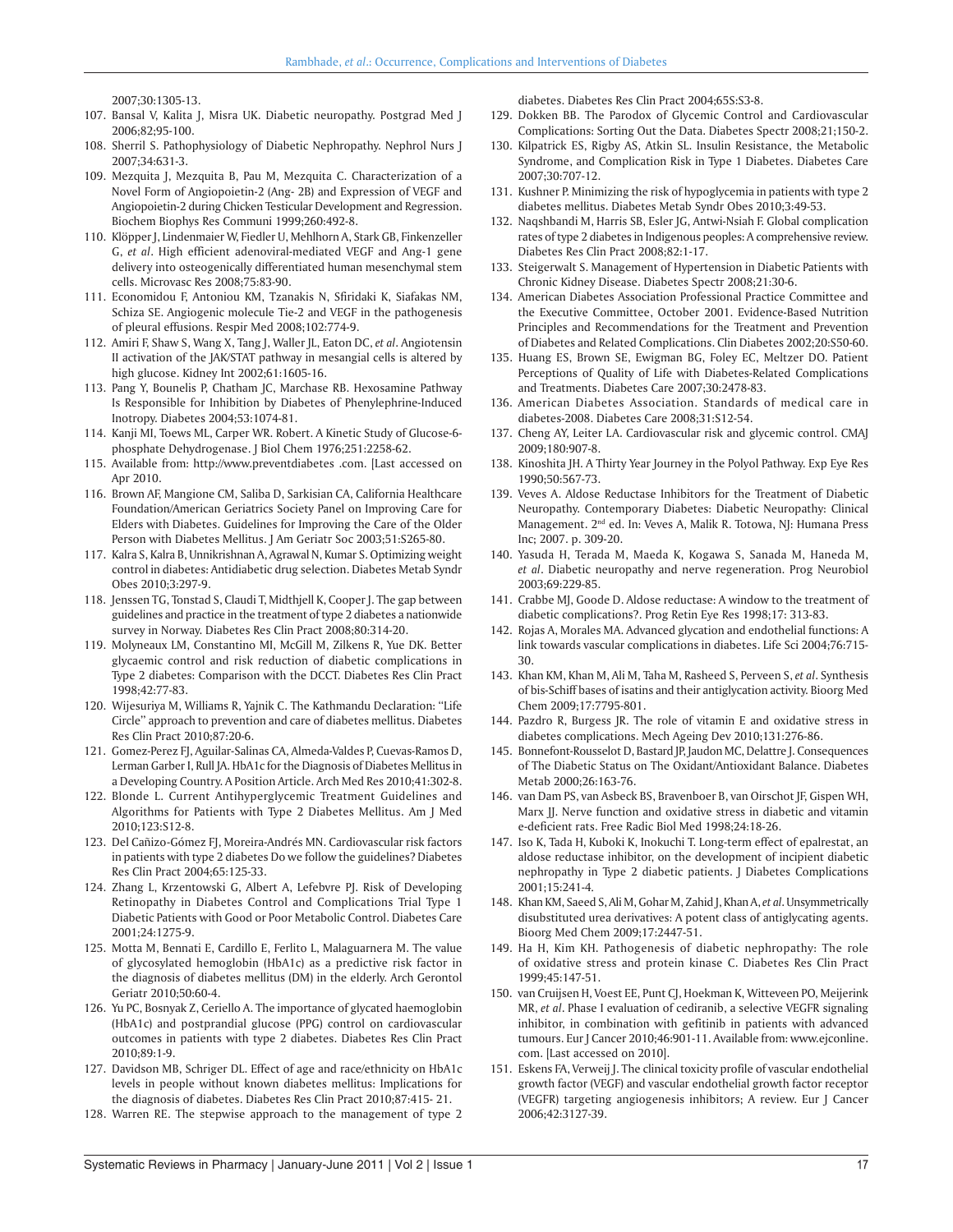2007;30:1305-13.

107. Bansal V, Kalita J, Misra UK. Diabetic neuropathy. Postgrad Med J 2006;82;95-100.
108. Sherril S. Pathophysiology of Diabetic Nephropathy. Nephrol Nurs J 2007;34:631-3.
109. Mezquita J, Mezquita B, Pau M, Mezquita C. Characterization of a Novel Form of Angiopoietin-2 (Ang- 2B) and Expression of VEGF and Angiopoietin-2 during Chicken Testicular Development and Regression. Biochem Biophys Res Communi 1999;260:492-8.
110. Klöpper J, Lindenmaier W, Fiedler U, Mehlhorn A, Stark GB, Finkenzeller G, *et al*. High efficient adenoviral-mediated VEGF and Ang-1 gene delivery into osteogenically differentiated human mesenchymal stem cells. Microvasc Res 2008;75:83-90.
111. Economidou F, Antoniou KM, Tzanakis N, Sfiridaki K, Siafakas NM, Schiza SE. Angiogenic molecule Tie-2 and VEGF in the pathogenesis of pleural effusions. Respir Med 2008;102:774-9.
112. Amiri F, Shaw S, Wang X, Tang J, Waller JL, Eaton DC, *et al*. Angiotensin II activation of the JAK/STAT pathway in mesangial cells is altered by high glucose. Kidney Int 2002;61:1605-16.
113. Pang Y, Bounelis P, Chatham JC, Marchase RB. Hexosamine Pathway Is Responsible for Inhibition by Diabetes of Phenylephrine-Induced Inotropy. Diabetes 2004;53:1074-81.
114. Kanji MI, Toews ML, Carper WR. Robert. A Kinetic Study of Glucose-6-phosphate Dehydrogenase. J Biol Chem 1976;251:2258-62.
115. Available from: http://www.preventdiabetes .com. [Last accessed on Apr 2010.
116. Brown AF, Mangione CM, Saliba D, Sarkisian CA, California Healthcare Foundation/American Geriatrics Society Panel on Improving Care for Elders with Diabetes. Guidelines for Improving the Care of the Older Person with Diabetes Mellitus. J Am Geriatr Soc 2003;51:S265-80.
117. Kalra S, Kalra B, Unnikrishnan A, Agrawal N, Kumar S. Optimizing weight control in diabetes: Antidiabetic drug selection. Diabetes Metab Syndr Obes 2010;3:297-9.
118. Jenssen TG, Tonstad S, Claudi T, Midthjell K, Cooper J. The gap between guidelines and practice in the treatment of type 2 diabetes a nationwide survey in Norway. Diabetes Res Clin Pract 2008;80:314-20.
119. Molyneaux LM, Constantino MI, McGill M, Zilkens R, Yue DK. Better glycaemic control and risk reduction of diabetic complications in Type 2 diabetes: Comparison with the DCCT. Diabetes Res Clin Pract 1998;42:77-83.
120. Wijesuriya M, Williams R, Yajnik C. The Kathmandu Declaration: "Life Circle" approach to prevention and care of diabetes mellitus. Diabetes Res Clin Pract 2010;87:20-6.
121. Gomez-Perez FJ, Aguilar-Salinas CA, Almeda-Valdes P, Cuevas-Ramos D, Lerman Garber I, Rull JA. HbA1c for the Diagnosis of Diabetes Mellitus in a Developing Country. A Position Article. Arch Med Res 2010;41:302-8.
122. Blonde L. Current Antihyperglycemic Treatment Guidelines and Algorithms for Patients with Type 2 Diabetes Mellitus. Am J Med 2010;123:S12-8.
123. Del Cañizo-Gómez FJ, Moreira-Andrés MN. Cardiovascular risk factors in patients with type 2 diabetes Do we follow the guidelines? Diabetes Res Clin Pract 2004;65:125-33.
124. Zhang L, Krzentowski G, Albert A, Lefebvre PJ. Risk of Developing Retinopathy in Diabetes Control and Complications Trial Type 1 Diabetic Patients with Good or Poor Metabolic Control. Diabetes Care 2001;24:1275-9.
125. Motta M, Bennati E, Cardillo E, Ferlito L, Malaguarnera M. The value of glycosylated hemoglobin (HbA1c) as a predictive risk factor in the diagnosis of diabetes mellitus (DM) in the elderly. Arch Gerontol Geriatr 2010;50:60-4.
126. Yu PC, Bosnyak Z, Ceriello A. The importance of glycated haemoglobin (HbA1c) and postprandial glucose (PPG) control on cardiovascular outcomes in patients with type 2 diabetes. Diabetes Res Clin Pract 2010;89:1-9.
127. Davidson MB, Schriger DL. Effect of age and race/ethnicity on HbA1c levels in people without known diabetes mellitus: Implications for the diagnosis of diabetes. Diabetes Res Clin Pract 2010;87:415- 21.
128. Warren RE. The stepwise approach to the management of type 2 diabetes. Diabetes Res Clin Pract 2004;65S:S3-8.
129. Dokken BB. The Parodox of Glycemic Control and Cardiovascular Complications: Sorting Out the Data. Diabetes Spectr 2008;21;150-2.
130. Kilpatrick ES, Rigby AS, Atkin SL. Insulin Resistance, the Metabolic Syndrome, and Complication Risk in Type 1 Diabetes. Diabetes Care 2007;30:707-12.
131. Kushner P. Minimizing the risk of hypoglycemia in patients with type 2 diabetes mellitus. Diabetes Metab Syndr Obes 2010;3:49-53.
132. Naqshbandi M, Harris SB, Esler JG, Antwi-Nsiah F. Global complication rates of type 2 diabetes in Indigenous peoples: A comprehensive review. Diabetes Res Clin Pract 2008;82:1-17.
133. Steigerwalt S. Management of Hypertension in Diabetic Patients with Chronic Kidney Disease. Diabetes Spectr 2008;21:30-6.
134. American Diabetes Association Professional Practice Committee and the Executive Committee, October 2001. Evidence-Based Nutrition Principles and Recommendations for the Treatment and Prevention of Diabetes and Related Complications. Clin Diabetes 2002;20:S50-60.
135. Huang ES, Brown SE, Ewigman BG, Foley EC, Meltzer DO. Patient Perceptions of Quality of Life with Diabetes-Related Complications and Treatments. Diabetes Care 2007;30:2478-83.
136. American Diabetes Association. Standards of medical care in diabetes-2008. Diabetes Care 2008;31:S12-54.
137. Cheng AY, Leiter LA. Cardiovascular risk and glycemic control. CMAJ 2009;180:907-8.
138. Kinoshita JH. A Thirty Year Journey in the Polyol Pathway. Exp Eye Res 1990;50:567-73.
139. Veves A. Aldose Reductase Inhibitors for the Treatment of Diabetic Neuropathy. Contemporary Diabetes: Diabetic Neuropathy: Clinical Management. 2nd ed. In: Veves A, Malik R. Totowa, NJ: Humana Press Inc; 2007. p. 309-20.
140. Yasuda H, Terada M, Maeda K, Kogawa S, Sanada M, Haneda M, *et al*. Diabetic neuropathy and nerve regeneration. Prog Neurobiol 2003;69:229-85.
141. Crabbe MJ, Goode D. Aldose reductase: A window to the treatment of diabetic complications?. Prog Retin Eye Res 1998;17: 313-83.
142. Rojas A, Morales MA. Advanced glycation and endothelial functions: A link towards vascular complications in diabetes. Life Sci 2004;76:715-30.
143. Khan KM, Khan M, Ali M, Taha M, Rasheed S, Perveen S, *et al*. Synthesis of bis-Schiff bases of isatins and their antiglycation activity. Bioorg Med Chem 2009;17:7795-801.
144. Pazdro R, Burgess JR. The role of vitamin E and oxidative stress in diabetes complications. Mech Ageing Dev 2010;131:276-86.
145. Bonnefont-Rousselot D, Bastard JP, Jaudon MC, Delattre J. Consequences of The Diabetic Status on The Oxidant/Antioxidant Balance. Diabetes Metab 2000;26:163-76.
146. van Dam PS, van Asbeck BS, Bravenboer B, van Oirschot JF, Gispen WH, Marx JJ. Nerve function and oxidative stress in diabetic and vitamin e-deficient rats. Free Radic Biol Med 1998;24:18-26.
147. Iso K, Tada H, Kuboki K, Inokuchi T. Long-term effect of epalrestat, an aldose reductase inhibitor, on the development of incipient diabetic nephropathy in Type 2 diabetic patients. J Diabetes Complications 2001;15:241-4.
148. Khan KM, Saeed S, Ali M, Gohar M, Zahid J, Khan A, *et al*. Unsymmetrically disubstituted urea derivatives: A potent class of antiglycating agents. Bioorg Med Chem 2009;17:2447-51.
149. Ha H, Kim KH. Pathogenesis of diabetic nephropathy: The role of oxidative stress and protein kinase C. Diabetes Res Clin Pract 1999;45:147-51.
150. van Cruijsen H, Voest EE, Punt CJ, Hoekman K, Witteveen PO, Meijerink MR, *et al*. Phase I evaluation of cediranib, a selective VEGFR signaling inhibitor, in combination with gefitinib in patients with advanced tumours. Eur J Cancer 2010;46:901-11. Available from: www.ejconline.com. [Last accessed on 2010].
151. Eskens FA, Verweij J. The clinical toxicity profile of vascular endothelial growth factor (VEGF) and vascular endothelial growth factor receptor (VEGFR) targeting angiogenesis inhibitors; A review. Eur J Cancer 2006;42:3127-39.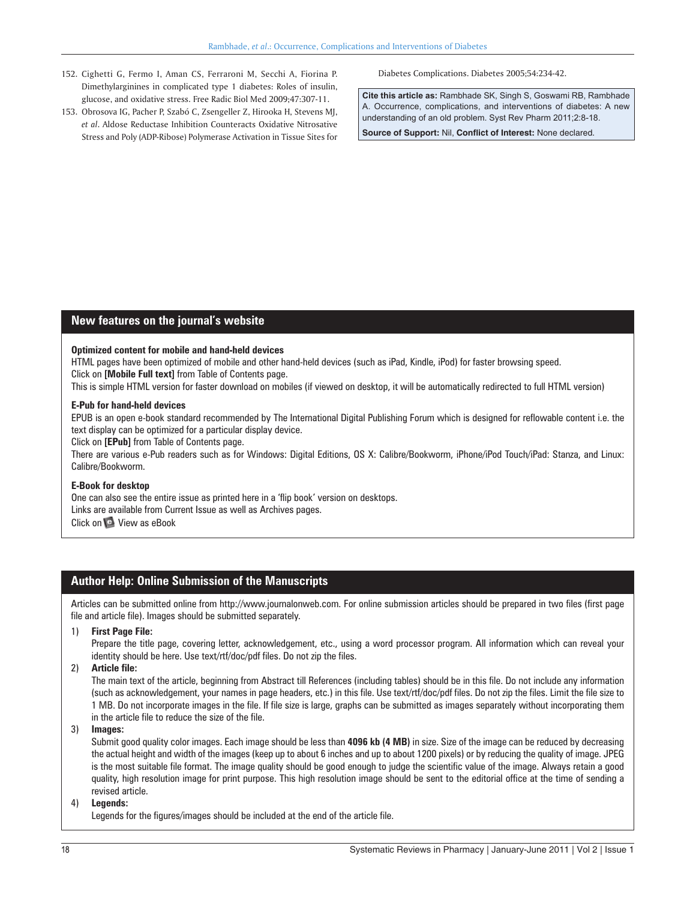152. Cighetti G, Fermo I, Aman CS, Ferraroni M, Secchi A, Fiorina P. Dimethylarginines in complicated type 1 diabetes: Roles of insulin, glucose, and oxidative stress. Free Radic Biol Med 2009;47:307-11.
153. Obrosova IG, Pacher P, Szabó C, Zsengeller Z, Hirooka H, Stevens MJ, *et al*. Aldose Reductase Inhibition Counteracts Oxidative Nitrosative Stress and Poly (ADP-Ribose) Polymerase Activation in Tissue Sites for Diabetes Complications. Diabetes 2005;54:234-42.

**Cite this article as:** Rambhade SK, Singh S, Goswami RB, Rambhade A. Occurrence, complications, and interventions of diabetes: A new understanding of an old problem. Syst Rev Pharm 2011;2:8-18.

**Source of Support:** Nil, **Conflict of Interest:** None declared.

## New features on the journal's website

**Optimized content for mobile and hand-held devices**

HTML pages have been optimized of mobile and other hand-held devices (such as iPad, Kindle, iPod) for faster browsing speed.
Click on **[Mobile Full text]** from Table of Contents page.
This is simple HTML version for faster download on mobiles (if viewed on desktop, it will be automatically redirected to full HTML version)

**E-Pub for hand-held devices**

EPUB is an open e-book standard recommended by The International Digital Publishing Forum which is designed for reflowable content i.e. the text display can be optimized for a particular display device.
Click on **[EPub]** from Table of Contents page.
There are various e-Pub readers such as for Windows: Digital Editions, OS X: Calibre/Bookworm, iPhone/iPod Touch/iPad: Stanza, and Linux: Calibre/Bookworm.

**E-Book for desktop**

One can also see the entire issue as printed here in a 'flip book' version on desktops.
Links are available from Current Issue as well as Archives pages.
Click on View as eBook

## Author Help: Online Submission of the Manuscripts

Articles can be submitted online from http://www.journalonweb.com. For online submission articles should be prepared in two files (first page file and article file). Images should be submitted separately.

1) **First Page File:**
   Prepare the title page, covering letter, acknowledgement, etc., using a word processor program. All information which can reveal your identity should be here. Use text/rtf/doc/pdf files. Do not zip the files.
2) **Article file:**
   The main text of the article, beginning from Abstract till References (including tables) should be in this file. Do not include any information (such as acknowledgement, your names in page headers, etc.) in this file. Use text/rtf/doc/pdf files. Do not zip the files. Limit the file size to 1 MB. Do not incorporate images in the file. If file size is large, graphs can be submitted as images separately without incorporating them in the article file to reduce the size of the file.
3) **Images:**
   Submit good quality color images. Each image should be less than **4096 kb (4 MB)** in size. Size of the image can be reduced by decreasing the actual height and width of the images (keep up to about 6 inches and up to about 1200 pixels) or by reducing the quality of image. JPEG is the most suitable file format. The image quality should be good enough to judge the scientific value of the image. Always retain a good quality, high resolution image for print purpose. This high resolution image should be sent to the editorial office at the time of sending a revised article.
4) **Legends:**
   Legends for the figures/images should be included at the end of the article file.